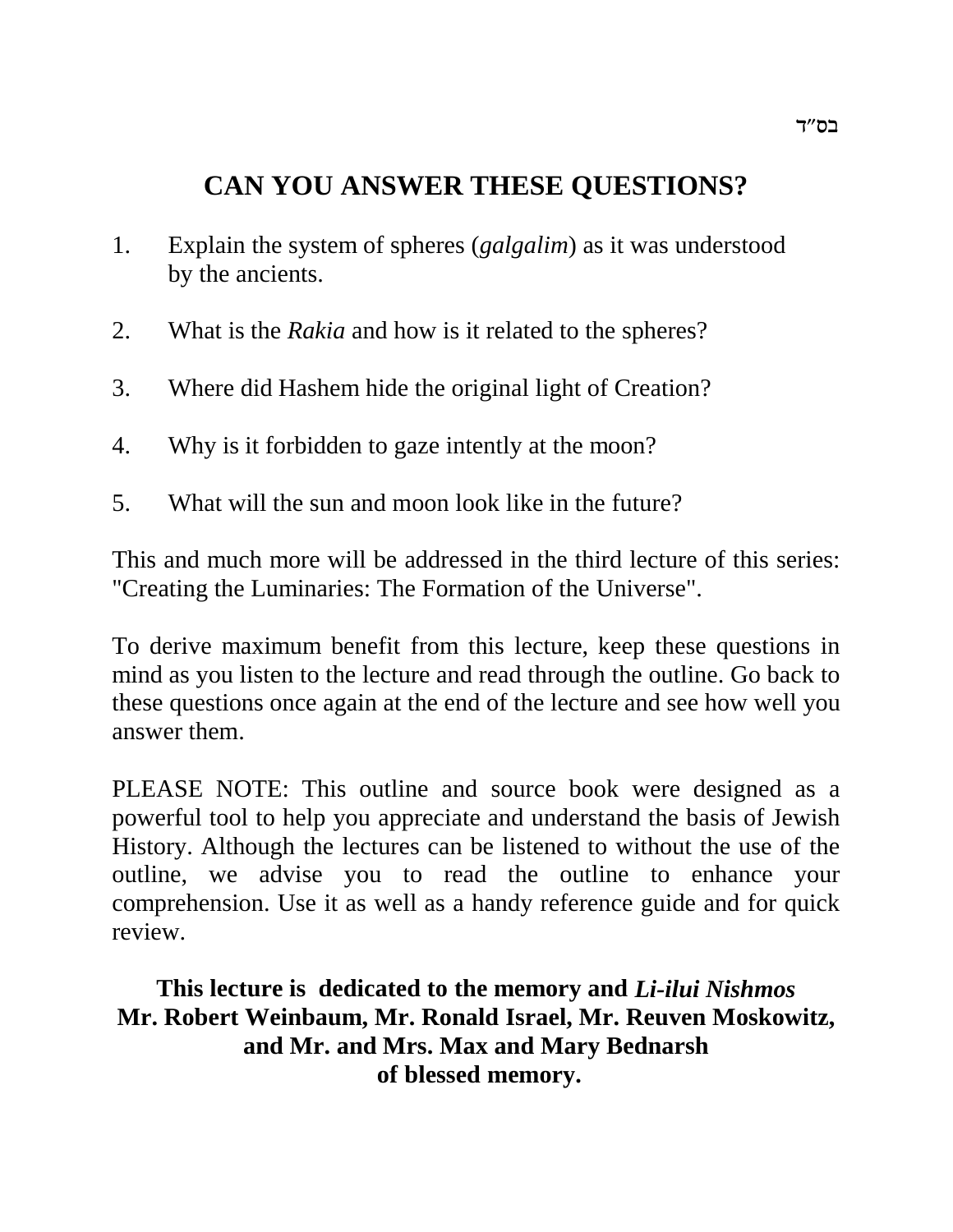בס"ד

# CAN YOU ANSWER THESE QUESTIONS?

1. Explain the system of spheres (*galgalim*) as it was understood by the ancients.

2. What is the *Rakia* and how is it related to the spheres?

3. Where did Hashem hide the original light of Creation?

4. Why is it forbidden to gaze intently at the moon?

5. What will the sun and moon look like in the future?

This and much more will be addressed in the third lecture of this series: "Creating the Luminaries: The Formation of the Universe".

To derive maximum benefit from this lecture, keep these questions in mind as you listen to the lecture and read through the outline. Go back to these questions once again at the end of the lecture and see how well you answer them.

PLEASE NOTE: This outline and source book were designed as a powerful tool to help you appreciate and understand the basis of Jewish History. Although the lectures can be listened to without the use of the outline, we advise you to read the outline to enhance your comprehension. Use it as well as a handy reference guide and for quick review.

**This lecture is dedicated to the memory and *Li-ilui Nishmos***
**Mr. Robert Weinbaum, Mr. Ronald Israel, Mr. Reuven Moskowitz, and Mr. and Mrs. Max and Mary Bednarsh**
**of blessed memory.**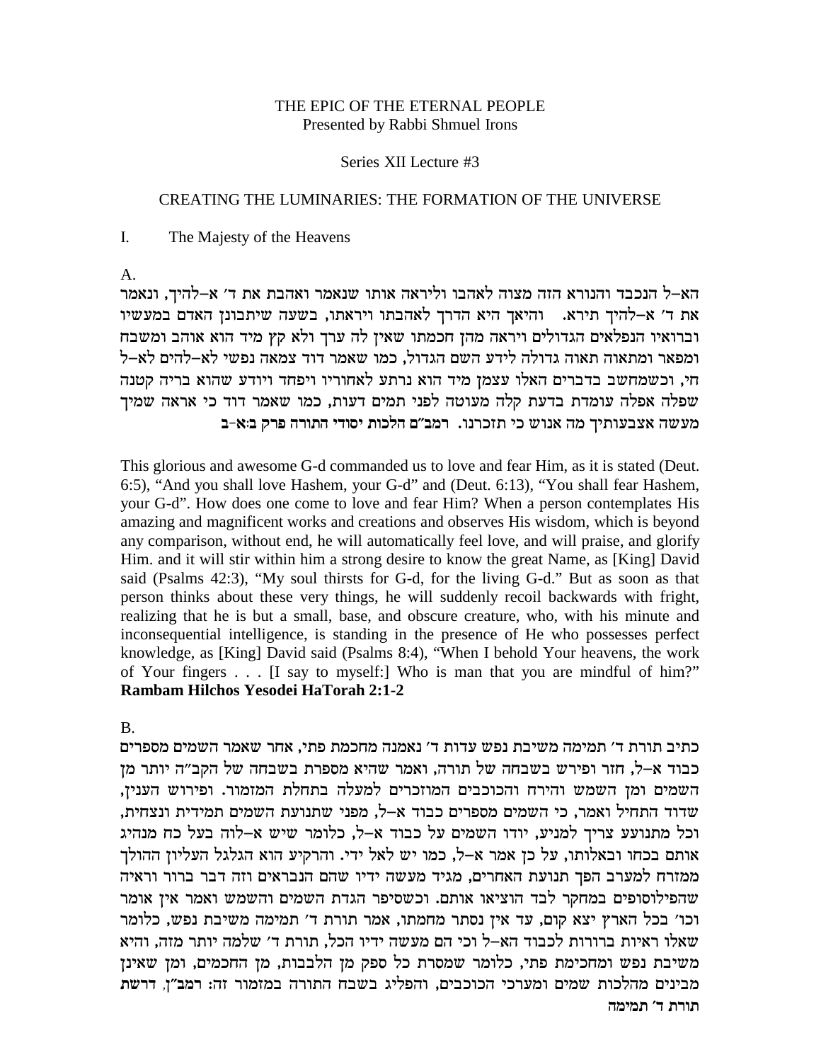THE EPIC OF THE ETERNAL PEOPLE
Presented by Rabbi Shmuel Irons

Series XII Lecture #3

## CREATING THE LUMINARIES: THE FORMATION OF THE UNIVERSE

I. The Majesty of the Heavens

A.

הא–ל הנכבד והנורא הזה מצוה לאהבו וליראה אותו שנאמר ואהבת את ד׳ א–להיך, ונאמר את ד׳ א–להיך תירא. והיאך היא הדרך לאהבתו ויראתו, בשעה שיתבונן האדם במעשיו וברואיו הנפלאים הגדולים ויראה מהן חכמתו שאין לה ערך ולא קץ מיד הוא אוהב ומשבח ומפאר ומתאוה תאוה גדולה לידע השם הגדול, כמו שאמר דוד צמאה נפשי לא–להים לא–ל חי, וכשמחשב בדברים האלו עצמן מיד הוא נרתע לאחוריו ויפחד ויודע שהוא בריה קטנה שפלה אפלה עומדת בדעת קלה מעוטה לפני תמים דעות, כמו שאמר דוד כי אראה שמיך מעשה אצבעותיך מה אנוש כי תזכרנו. **רמב״ם הלכות יסודי התורה פרק ב:א-ב**

This glorious and awesome G-d commanded us to love and fear Him, as it is stated (Deut. 6:5), "And you shall love Hashem, your G-d" and (Deut. 6:13), "You shall fear Hashem, your G-d". How does one come to love and fear Him? When a person contemplates His amazing and magnificent works and creations and observes His wisdom, which is beyond any comparison, without end, he will automatically feel love, and will praise, and glorify Him. and it will stir within him a strong desire to know the great Name, as [King] David said (Psalms 42:3), "My soul thirsts for G-d, for the living G-d." But as soon as that person thinks about these very things, he will suddenly recoil backwards with fright, realizing that he is but a small, base, and obscure creature, who, with his minute and inconsequential intelligence, is standing in the presence of He who possesses perfect knowledge, as [King] David said (Psalms 8:4), "When I behold Your heavens, the work of Your fingers . . . [I say to myself:] Who is man that you are mindful of him?"
**Rambam Hilchos Yesodei HaTorah 2:1-2**

B.

כתיב תורת ד׳ תמימה משיבת נפש עדות ד׳ נאמנה מחכמת פתי, אחר שאמר השמים מספרים כבוד א–ל, חזר ופירש בשבחה של תורה, ואמר שהיא מספרת בשבחה של הקב״ה יותר מן השמים ומן השמש והירח והכוכבים המוזכרים למעלה בתחלת המזמור. ופירוש הענין, שדוד התחיל ואמר, כי השמים מספרים כבוד א–ל, מפני שתנועת השמים תמידית ונצחית, וכל מתנועע צריך למניע, יודו השמים על כבוד א–ל, כלומר שיש א–לוה בעל כח מנהיג אותם בכחו ובאלותו, על כן אמר א–ל, כמו יש לאל ידי. והרקיע הוא הגלגל העליון ההולך ממזרח למערב הפך תנועת האחרים, מגיד מעשה ידיו שהם הנבראים וזה דבר ברור וראיה שהפילוסופים במחקר לבד הוציאו אותם. וכשסיפר הגדת השמים והשמש ואמר אין אומר וכו׳ בכל הארץ יצא קום, עד אין נסתר מחמתו, אמר תורת ד׳ תמימה משיבת נפש, כלומר שאלו ראיות ברורות לכבוד הא–ל וכי הם מעשה ידיו הכל, תורת ד׳ שלמה יותר מזה, והיא משיבת נפש ומחכימת פתי, כלומר שמסרת כל ספק מן הלבבות, מן החכמים, ומן שאינן מבינים מהלכות שמים ומערכי הכוכבים, והפליג בשבח התורה במזמור זה: **רמב״ן, דרשת תורת ד׳ תמימה**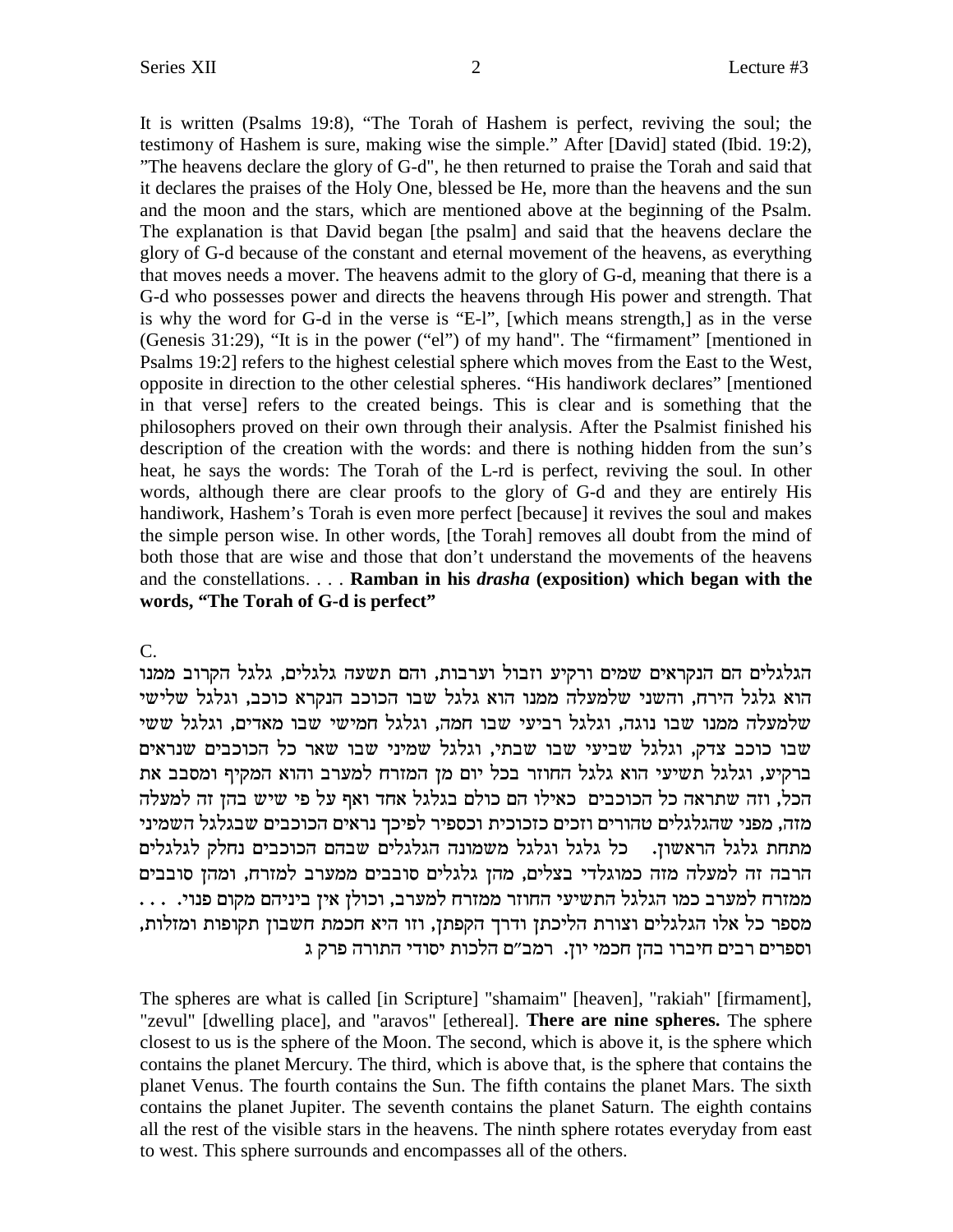It is written (Psalms 19:8), "The Torah of Hashem is perfect, reviving the soul; the testimony of Hashem is sure, making wise the simple." After [David] stated (Ibid. 19:2), "The heavens declare the glory of G-d", he then returned to praise the Torah and said that it declares the praises of the Holy One, blessed be He, more than the heavens and the sun and the moon and the stars, which are mentioned above at the beginning of the Psalm. The explanation is that David began [the psalm] and said that the heavens declare the glory of G-d because of the constant and eternal movement of the heavens, as everything that moves needs a mover. The heavens admit to the glory of G-d, meaning that there is a G-d who possesses power and directs the heavens through His power and strength. That is why the word for G-d in the verse is "E-l", [which means strength,] as in the verse (Genesis 31:29), "It is in the power ("el") of my hand". The "firmament" [mentioned in Psalms 19:2] refers to the highest celestial sphere which moves from the East to the West, opposite in direction to the other celestial spheres. "His handiwork declares" [mentioned in that verse] refers to the created beings. This is clear and is something that the philosophers proved on their own through their analysis. After the Psalmist finished his description of the creation with the words: and there is nothing hidden from the sun's heat, he says the words: The Torah of the L-rd is perfect, reviving the soul. In other words, although there are clear proofs to the glory of G-d and they are entirely His handiwork, Hashem's Torah is even more perfect [because] it revives the soul and makes the simple person wise. In other words, [the Torah] removes all doubt from the mind of both those that are wise and those that don't understand the movements of the heavens and the constellations. . . . **Ramban in his *drasha* (exposition) which began with the words, "The Torah of G-d is perfect"**

C.

הגלגלים הם הנקראים שמים ורקיע וזבול וערבות, והם תשעה גלגלים, גלגל הקרוב ממנו הוא גלגל הירח, והשני שלמעלה ממנו הוא גלגל שבו הכוכב הנקרא כוכב, וגלגל שלישי שלמעלה ממנו שבו נוגה, וגלגל רביעי שבו חמה, וגלגל חמישי שבו מאדים, וגלגל ששי שבו כוכב צדק, וגלגל שביעי שבו שבתי, וגלגל שמיני שבו שאר כל הכוכבים שנראים ברקיע, וגלגל תשיעי הוא גלגל החוזר בכל יום מן המזרח למערב והוא המקיף ומסבב את הכל, וזה שתראה כל הכוכבים כאילו הם כולם בגלגל אחד ואף על פי שיש בהן זה למעלה מזה, מפני שהגלגלים טהורים וזכים כזכוכית וכספיר לפיכך נראים הכוכבים שבגלגל השמיני מתחת גלגל הראשון. כל גלגל וגלגל משמונה הגלגלים שבהם הכוכבים נחלק לגלגלים הרבה זה למעלה מזה כמוגלדי בצלים, מהן גלגלים סובבים ממערב למזרח, ומהן סובבים ממזרח למערב כמו הגלגל התשיעי החוזר ממזרח למערב, וכולן אין ביניהם מקום פנוי. . . . מספר כל אלו הגלגלים וצורת הליכתן ודרך הקפתן, וזו היא חכמת חשבון תקופות ומזלות, וספרים רבים חיברו בהן חכמי יון. רמב"ם הלכות יסודי התורה פרק ג

The spheres are what is called [in Scripture] "shamaim" [heaven], "rakiah" [firmament], "zevul" [dwelling place], and "aravos" [ethereal]. **There are nine spheres.** The sphere closest to us is the sphere of the Moon. The second, which is above it, is the sphere which contains the planet Mercury. The third, which is above that, is the sphere that contains the planet Venus. The fourth contains the Sun. The fifth contains the planet Mars. The sixth contains the planet Jupiter. The seventh contains the planet Saturn. The eighth contains all the rest of the visible stars in the heavens. The ninth sphere rotates everyday from east to west. This sphere surrounds and encompasses all of the others.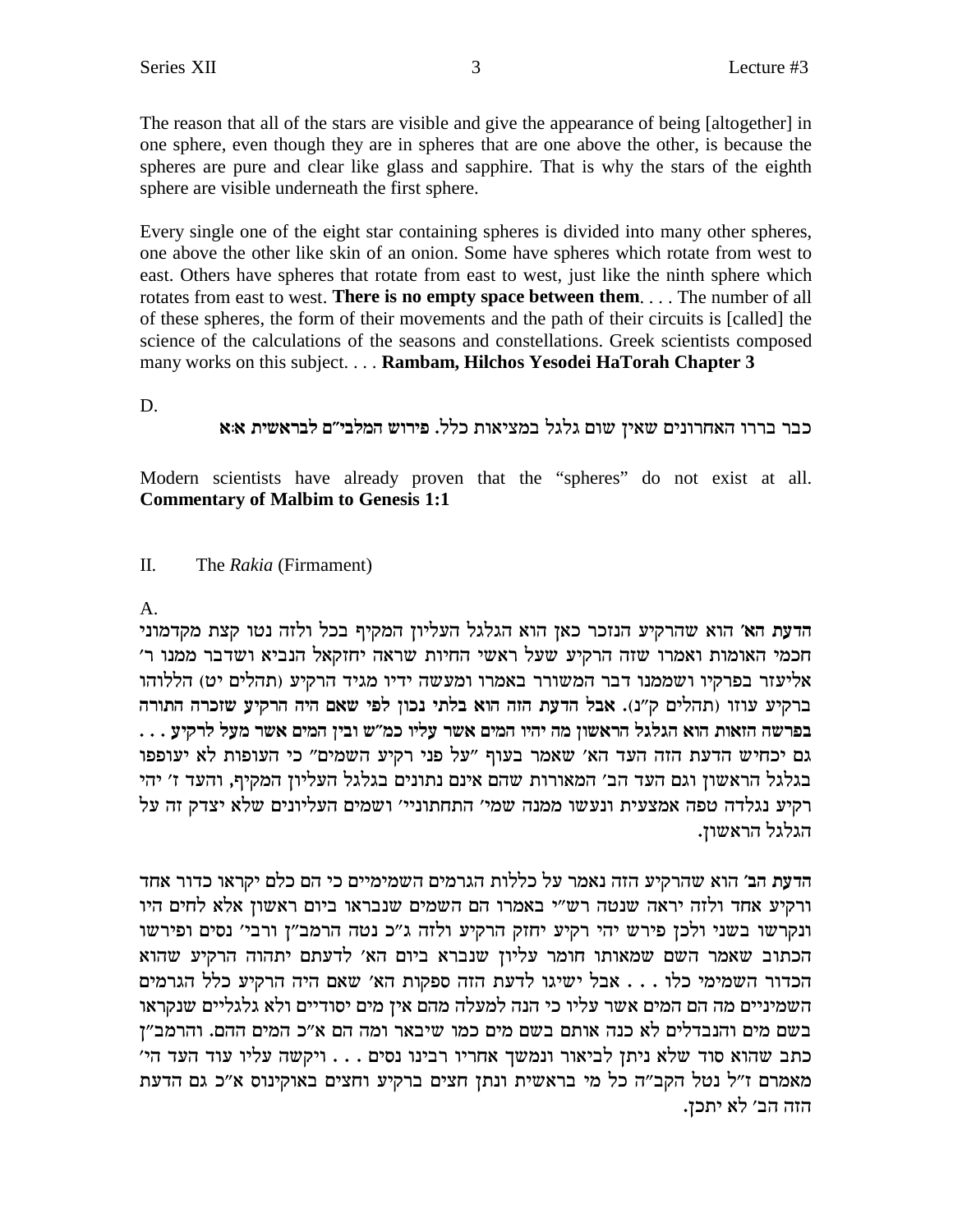The reason that all of the stars are visible and give the appearance of being [altogether] in one sphere, even though they are in spheres that are one above the other, is because the spheres are pure and clear like glass and sapphire. That is why the stars of the eighth sphere are visible underneath the first sphere.

Every single one of the eight star containing spheres is divided into many other spheres, one above the other like skin of an onion. Some have spheres which rotate from west to east. Others have spheres that rotate from east to west, just like the ninth sphere which rotates from east to west. **There is no empty space between them**. . . . The number of all of these spheres, the form of their movements and the path of their circuits is [called] the science of the calculations of the seasons and constellations. Greek scientists composed many works on this subject. . . . **Rambam, Hilchos Yesodei HaTorah Chapter 3**

D.

כבר ברורו האחרונים שאין שום גלגל במציאות כלל. **פירוש המלבי"ם לבראשית א:א**

Modern scientists have already proven that the "spheres" do not exist at all. **Commentary of Malbim to Genesis 1:1**

II. The *Rakia* (Firmament)

A.

**הדעת הא'** הוא שהרקיע הנזכר כאן הוא הגלגל העליון המקיף בכל ולזה נטו קצת מקדמוני חכמי האומות ואמרו שזה הרקיע שעל ראשי החיות שראה יחזקאל הנביא ושדבר ממנו ר' אליעזר בפרקיו ושממנו דבר המשורר באמרו ומעשה ידיו מגיד הרקיע (תהלים יט) הללוהו ברקיע עוזו (תהלים ק"נ). **אבל הדעת הזה הוא בלתי נכון לפי שאם היה הרקיע שזכרה התורה בפרשה הזאות הוא הגלגל הראשון מה יהיו המים אשר עליו כמ"ש ובין המים אשר מעל לרקיע** . . . גם יכחיש הדעת הזה העד הא' שאמר בעוף "על פני רקיע השמים" כי העופות לא יעופפו בגלגל הראשון וגם העד הב' המאורות שהם אינם נתונים בגלגל העליון המקיף, והעד ז' יהי רקיע נגלדה טפה אמצעית ונעשו ממנה שמי' התחתוניי' ושמים העליונים שלא יצדק זה על הגלגל הראשון.

**הדעת הב'** הוא שהרקיע הזה נאמר על כללות הגרמים השמימיים כי הם כלם יקראו כדור אחד ורקיע אחד ולזה יראה שנטה רש"י באמרו הם השמים שנבראו ביום ראשון אלא לחים היו ונקרשו בשני ולכן פירש יהי רקיע יחזק הרקיע ולזה ג"כ נטה הרמב"ן ורבי' נסים ופירשו הכתוב שאמר השם שמאותו חומר עליון שנברא ביום הא' לדעתם יתהוה הרקיע שהוא הכדור השמימי כלו . . . אבל ישיגו לדעת הזה ספקות הא' שאם היה הרקיע כלל הגרמים השמיניים מה הם המים אשר עליו כי הנה למעלה מהם אין מים יסודיים ולא גלגליים שנקראו בשם מים והנבדלים לא כנה אותם בשם מים כמו שיבאר ומה הם א"כ המים ההם. והרמב"ן כתב שהוא סוד שלא ניתן לביאור ונמשך אחריו רבינו נסים . . . ויקשה עליו עוד העד הי' מאמרם ז"ל נטל הקב"ה כל מי בראשית ונתן חצים ברקיע וחצים באוקינוס א"כ גם הדעת הזה הב' לא יתכן.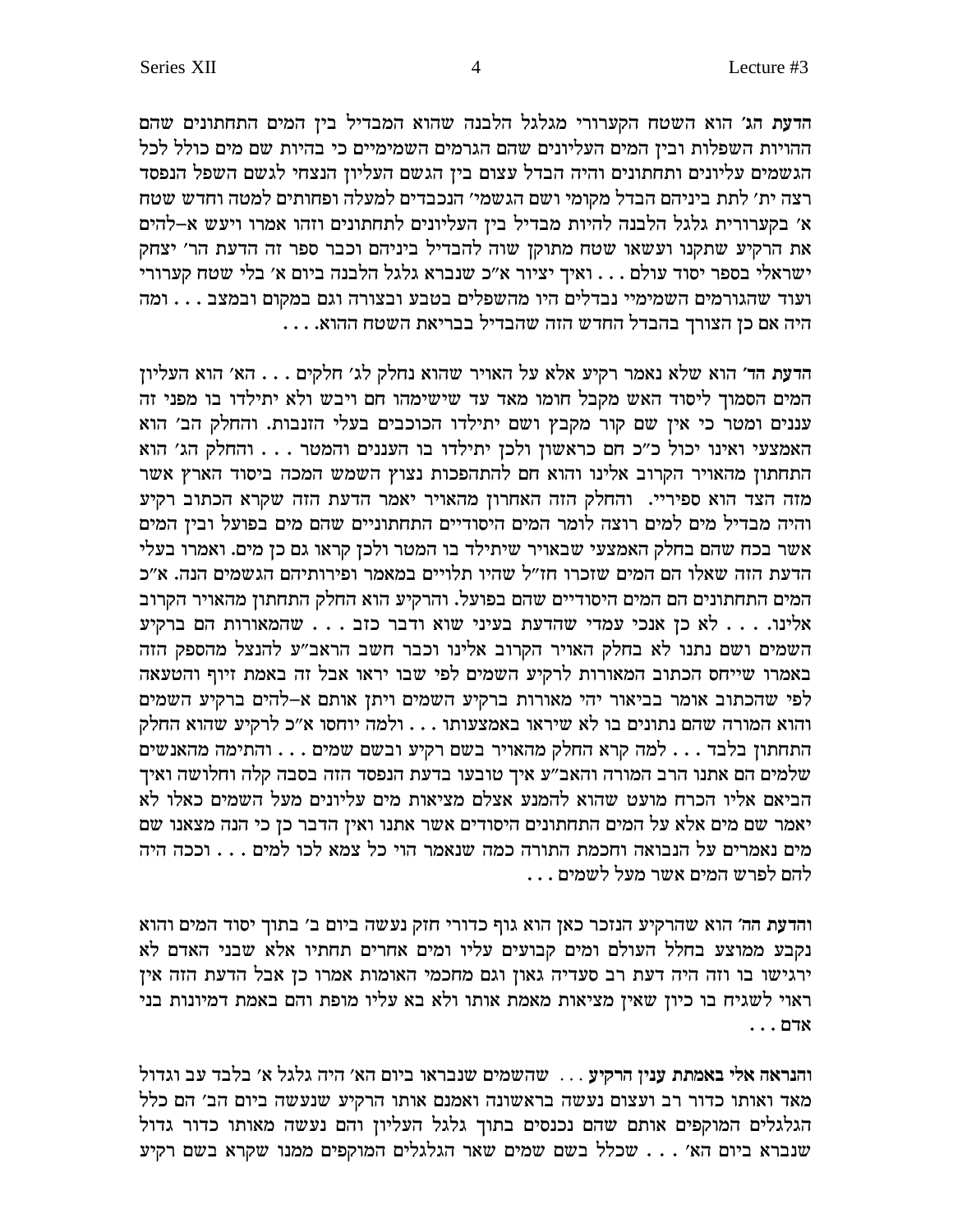**הדעת הג'** הוא השטח הקערורי מגלגל הלבנה שהוא המבדיל בין המים התחתונים שהם ההויות השפלות ובין המים העליונים שהם הגרמים השמימיים כי בהיות שם מים כולל לכל הגשמים עליונים ותחתונים והיה הבדל עצום בין הגשם העליון הנצחי לגשם השפל הנפסד רצה ית' לתת ביניהם הבדל מקומי ושם הגשמי' הנכבדים למעלה ופחותים למטה וחדש שטח א' בקערורית גלגל הלבנה להיות מבדיל בין העליונים לתחתונים וזהו אמרו ויעש א–להים את הרקיע שתקנו ועשאו שטח מתוקן שוה להבדיל ביניהם וכבר ספר זה הדעת הר' יצחק ישראלי בספר יסוד עולם . . . ואיך יציור א"כ שנברא גלגל הלבנה ביום א' בלי שטח קערורי ועוד שהגורמים השמימיי נבדלים היו מהשפלים בטבע ובצורה וגם במקום ובמצב . . . ומה היה אם כן הצורך בהבדל החדש הזה שהבדיל בבריאת השטח ההוא. . . .

**הדעת הד'** הוא שלא נאמר רקיע אלא על האויר שהוא נחלק לג' חלקים . . . הא' הוא העליון המים הסמוך ליסוד האש מקבל חומו מאד עד שישימהו חם ויבש ולא יתילדו בו מפני זה עננים ומטר כי אין שם קור מקבץ ושם יתילדו הכוכבים בעלי הזנבות. והחלק הב' הוא האמצעי ואינו יכול כ"כ חם כראשון ולכן יתילדו בו העננים והמטר . . . והחלק הג' הוא התחתון מהאויר הקרוב אלינו והוא חם להתהפכות נצוץ השמש המכה ביסוד הארץ אשר מזה הצד הוא ספיריי. והחלק הזה האחרון מהאויר יאמר הדעת הזה שקרא הכתוב רקיע והיה מבדיל מים למים רוצה לומר המים היסודיים התחתוניים שהם מים בפועל ובין המים אשר בכח שהם בחלק האמצעי שבאויר שיתילד בו המטר ולכן קראו גם כן מים. ואמרו בעלי הדעת הזה שאלו הם המים שזכרו חז"ל שהיו תלויים במאמר ופירותיהם הגשמים הנה. א"כ המים התחתונים הם המים היסודיים שהם בפועל. והרקיע הוא החלק התחתון מהאויר הקרוב אלינו. . . . לא כן אנכי עמדי שהדעת בעיני שוא ודבר כזב . . . שהמאורות הם ברקיע השמים ושם נתנו לא בחלק האויר הקרוב אלינו וכבר חשב הראב"ע להנצל מהספק הזה באמרו שייחס הכתוב המאורות לרקיע השמים לפי שבו יראו אבל זה באמת זיוף והטעאה לפי שהכתוב אומר בביאור יהי מאורות ברקיע השמים ויתן אותם א–להים ברקיע השמים והוא המורה שהם נתונים בו לא שיראו באמצעותו . . . ולמה יוחסו א"כ לרקיע שהוא החלק התחתון בלבד . . . למה קרא החלק מהאויר בשם רקיע ובשם שמים . . . והתימה מהאנשים שלמים הם אתנו הרב המורה והאב"ע איך טובעו בדעת הנפסד הזה בסבה קלה וחלושה ואיך הביאם אליו הכרח מועט שהוא להמנע אצלם מציאות מים עליונים מעל השמים כאלו לא יאמר שם מים אלא על המים התחתונים היסודיים אשר אתנו ואין הדבר כן כי הנה מצאנו שם מים נאמרים על הנבואה וחכמת התורה כמה שנאמר הוי כל צמא לכו למים . . . וככה היה להם לפרש המים אשר מעל לשמים . . .

**והדעת הה'** הוא שהרקיע הנזכר כאן הוא גוף כדורי חזק נעשה ביום ב' בתוך יסוד המים והוא נקבע ממוצע בחלל העולם ומים קבועים עליו ומים אחרים תחתיו אלא שבני האדם לא ירגישו בו וזה היה דעת רב סעדיה גאון וגם מחכמי האומות אמרו כן אבל הדעת הזה אין ראוי לשגיח בו כיון שאין מציאות מאמת אותו ולא בא עליו מופת והם באמת דמיונות בני אדם . . .

**והנראה אלי באמתת ענין הרקיע** . . . שהשמים שנבראו ביום הא' היה גלגל א' בלבד עב וגדול מאד ואותו כדור רב ועצום נעשה בראשונה ואמנם אותו הרקיע שנעשה ביום הב' הם כלל הגלגלים המוקפים אותם שהם נכנסים בתוך גלגל העליון והם נעשה מאותו כדור גדול שנברא ביום הא' . . . שכלל בשם שמים שאר הגלגלים המוקפים ממנו שקרא בשם רקיע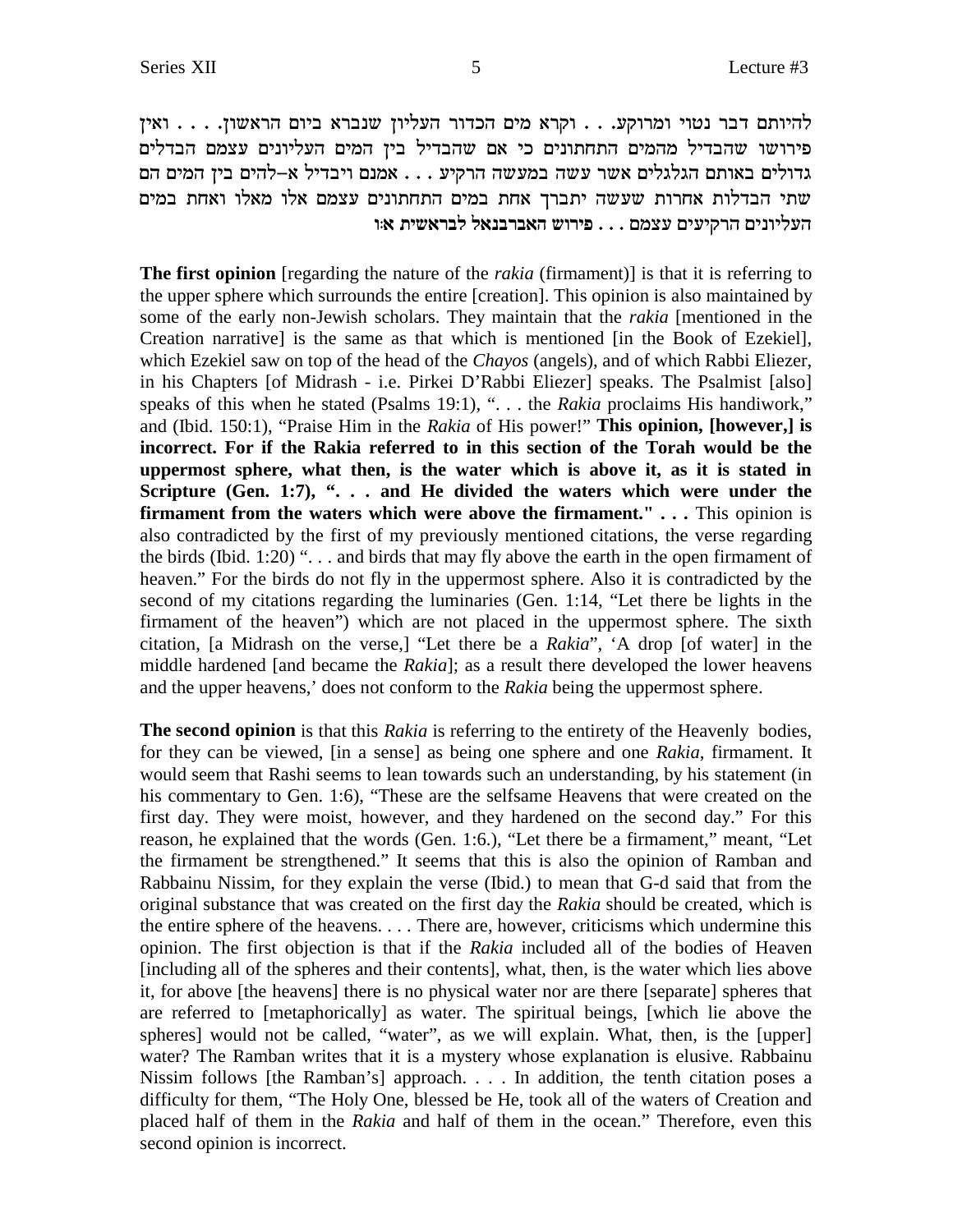להיותם דבר נטוי ומרוקע. . . וקרא מים הכדור העליון שנברא ביום הראשון. . . . ואין פירושו שהבדיל מהמים התחתונים כי אם שהבדיל בין המים העליונים עצמם הבדלים גדולים באותם הגלגלים אשר עשה במעשה הרקיע . . . אמנם ויבדיל א–להים בין המים הם שתי הבדלות אחרות שעשה יתברך אחת במים התחתונים עצמם אלו מאלו ואחת במים העליונים הרקיעים עצמם . . . **פירוש האברבנאל לבראשית א:ו**

**The first opinion** [regarding the nature of the *rakia* (firmament)] is that it is referring to the upper sphere which surrounds the entire [creation]. This opinion is also maintained by some of the early non-Jewish scholars. They maintain that the *rakia* [mentioned in the Creation narrative] is the same as that which is mentioned [in the Book of Ezekiel], which Ezekiel saw on top of the head of the *Chayos* (angels), and of which Rabbi Eliezer, in his Chapters [of Midrash - i.e. Pirkei D'Rabbi Eliezer] speaks. The Psalmist [also] speaks of this when he stated (Psalms 19:1), ". . . the *Rakia* proclaims His handiwork," and (Ibid. 150:1), "Praise Him in the *Rakia* of His power!" **This opinion, [however,] is incorrect. For if the Rakia referred to in this section of the Torah would be the uppermost sphere, what then, is the water which is above it, as it is stated in Scripture (Gen. 1:7), ". . . and He divided the waters which were under the firmament from the waters which were above the firmament." . . .** This opinion is also contradicted by the first of my previously mentioned citations, the verse regarding the birds (Ibid. 1:20) ". . . and birds that may fly above the earth in the open firmament of heaven." For the birds do not fly in the uppermost sphere. Also it is contradicted by the second of my citations regarding the luminaries (Gen. 1:14, "Let there be lights in the firmament of the heaven") which are not placed in the uppermost sphere. The sixth citation, [a Midrash on the verse,] "Let there be a *Rakia*", 'A drop [of water] in the middle hardened [and became the *Rakia*]; as a result there developed the lower heavens and the upper heavens,' does not conform to the *Rakia* being the uppermost sphere.

**The second opinion** is that this *Rakia* is referring to the entirety of the Heavenly bodies, for they can be viewed, [in a sense] as being one sphere and one *Rakia*, firmament. It would seem that Rashi seems to lean towards such an understanding, by his statement (in his commentary to Gen. 1:6), "These are the selfsame Heavens that were created on the first day. They were moist, however, and they hardened on the second day." For this reason, he explained that the words (Gen. 1:6.), "Let there be a firmament," meant, "Let the firmament be strengthened." It seems that this is also the opinion of Ramban and Rabbainu Nissim, for they explain the verse (Ibid.) to mean that G-d said that from the original substance that was created on the first day the *Rakia* should be created, which is the entire sphere of the heavens. . . . There are, however, criticisms which undermine this opinion. The first objection is that if the *Rakia* included all of the bodies of Heaven [including all of the spheres and their contents], what, then, is the water which lies above it, for above [the heavens] there is no physical water nor are there [separate] spheres that are referred to [metaphorically] as water. The spiritual beings, [which lie above the spheres] would not be called, "water", as we will explain. What, then, is the [upper] water? The Ramban writes that it is a mystery whose explanation is elusive. Rabbainu Nissim follows [the Ramban's] approach. . . . In addition, the tenth citation poses a difficulty for them, "The Holy One, blessed be He, took all of the waters of Creation and placed half of them in the *Rakia* and half of them in the ocean." Therefore, even this second opinion is incorrect.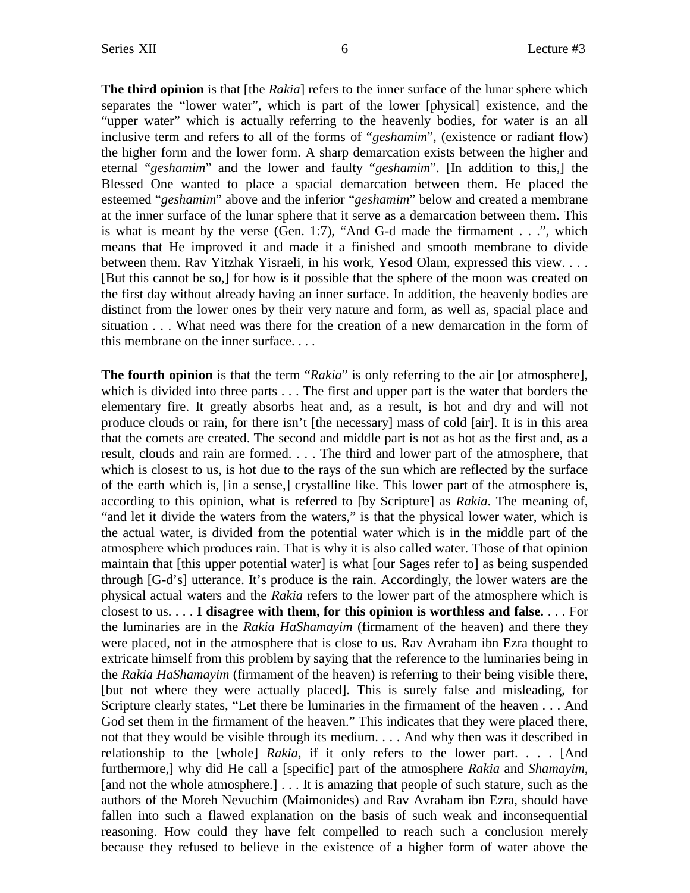**The third opinion** is that [the *Rakia*] refers to the inner surface of the lunar sphere which separates the "lower water", which is part of the lower [physical] existence, and the "upper water" which is actually referring to the heavenly bodies, for water is an all inclusive term and refers to all of the forms of "*geshamim*", (existence or radiant flow) the higher form and the lower form. A sharp demarcation exists between the higher and eternal "*geshamim*" and the lower and faulty "*geshamim*". [In addition to this,] the Blessed One wanted to place a spacial demarcation between them. He placed the esteemed "*geshamim*" above and the inferior "*geshamim*" below and created a membrane at the inner surface of the lunar sphere that it serve as a demarcation between them. This is what is meant by the verse (Gen. 1:7), "And G-d made the firmament . . .", which means that He improved it and made it a finished and smooth membrane to divide between them. Rav Yitzhak Yisraeli, in his work, Yesod Olam, expressed this view. . . . [But this cannot be so,] for how is it possible that the sphere of the moon was created on the first day without already having an inner surface. In addition, the heavenly bodies are distinct from the lower ones by their very nature and form, as well as, spacial place and situation . . . What need was there for the creation of a new demarcation in the form of this membrane on the inner surface. . . .

**The fourth opinion** is that the term "*Rakia*" is only referring to the air [or atmosphere], which is divided into three parts . . . The first and upper part is the water that borders the elementary fire. It greatly absorbs heat and, as a result, is hot and dry and will not produce clouds or rain, for there isn't [the necessary] mass of cold [air]. It is in this area that the comets are created. The second and middle part is not as hot as the first and, as a result, clouds and rain are formed. . . . The third and lower part of the atmosphere, that which is closest to us, is hot due to the rays of the sun which are reflected by the surface of the earth which is, [in a sense,] crystalline like. This lower part of the atmosphere is, according to this opinion, what is referred to [by Scripture] as *Rakia*. The meaning of, "and let it divide the waters from the waters," is that the physical lower water, which is the actual water, is divided from the potential water which is in the middle part of the atmosphere which produces rain. That is why it is also called water. Those of that opinion maintain that [this upper potential water] is what [our Sages refer to] as being suspended through [G-d's] utterance. It's produce is the rain. Accordingly, the lower waters are the physical actual waters and the *Rakia* refers to the lower part of the atmosphere which is closest to us. . . . **I disagree with them, for this opinion is worthless and false.** . . . For the luminaries are in the *Rakia HaShamayim* (firmament of the heaven) and there they were placed, not in the atmosphere that is close to us. Rav Avraham ibn Ezra thought to extricate himself from this problem by saying that the reference to the luminaries being in the *Rakia HaShamayim* (firmament of the heaven) is referring to their being visible there, [but not where they were actually placed]. This is surely false and misleading, for Scripture clearly states, "Let there be luminaries in the firmament of the heaven . . . And God set them in the firmament of the heaven." This indicates that they were placed there, not that they would be visible through its medium. . . . And why then was it described in relationship to the [whole] *Rakia*, if it only refers to the lower part. . . . [And furthermore,] why did He call a [specific] part of the atmosphere *Rakia* and *Shamayim*, [and not the whole atmosphere.] . . . It is amazing that people of such stature, such as the authors of the Moreh Nevuchim (Maimonides) and Rav Avraham ibn Ezra, should have fallen into such a flawed explanation on the basis of such weak and inconsequential reasoning. How could they have felt compelled to reach such a conclusion merely because they refused to believe in the existence of a higher form of water above the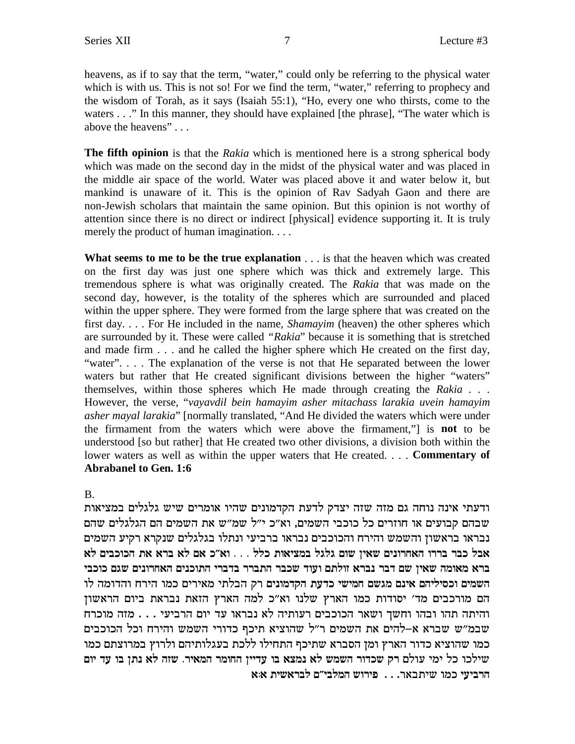heavens, as if to say that the term, "water," could only be referring to the physical water which is with us. This is not so! For we find the term, "water," referring to prophecy and the wisdom of Torah, as it says (Isaiah 55:1), "Ho, every one who thirsts, come to the waters . . ." In this manner, they should have explained [the phrase], "The water which is above the heavens" . . .

**The fifth opinion** is that the *Rakia* which is mentioned here is a strong spherical body which was made on the second day in the midst of the physical water and was placed in the middle air space of the world. Water was placed above it and water below it, but mankind is unaware of it. This is the opinion of Rav Sadyah Gaon and there are non-Jewish scholars that maintain the same opinion. But this opinion is not worthy of attention since there is no direct or indirect [physical] evidence supporting it. It is truly merely the product of human imagination. . . .

**What seems to me to be the true explanation** . . . is that the heaven which was created on the first day was just one sphere which was thick and extremely large. This tremendous sphere is what was originally created. The *Rakia* that was made on the second day, however, is the totality of the spheres which are surrounded and placed within the upper sphere. They were formed from the large sphere that was created on the first day. . . . For He included in the name, *Shamayim* (heaven) the other spheres which are surrounded by it. These were called *"Rakia"* because it is something that is stretched and made firm . . . and he called the higher sphere which He created on the first day, "water". . . . The explanation of the verse is not that He separated between the lower waters but rather that He created significant divisions between the higher "waters" themselves, within those spheres which He made through creating the *Rakia* . . . However, the verse, "*vayavdil bein hamayim asher mitachass larakia uvein hamayim asher mayal larakia*" [normally translated, "And He divided the waters which were under the firmament from the waters which were above the firmament,"] is **not** to be understood [so but rather] that He created two other divisions, a division both within the lower waters as well as within the upper waters that He created. . . . **Commentary of Abrabanel to Gen. 1:6**

B.

ודעתי אינה נוחה גם מזה שזה יצדק לדעת הקדמונים שהיו אומרים שיש גלגלים במציאות שבהם קבועים או חוזרים כל כוכבי השמים, וא"כ י"ל שמ"ש את השמים הם הגלגלים שהם נבראו בראשון והשמש והירח והכוכבים נבראו ברביעי ונתלו בגלגלים שנקרא רקיע השמים **אבל כבר ברורו האחרונים שאין שום גלגל במציאות כלל . . . וא"כ אם לא ברא את הכוכבים לא** ברא מאומה שאין שם דבר נברא זולתם ועוד שכבר התברר בדברי התוכנים האחרונים שגם כוכבי השמים וכסיליהם אינם מגשם חמישי כדעת הקדמונים רק הבלתי מאירים כמו הירח והדומה לו הם מורכבים מד' יסודות כמו הארץ שלנו וא"כ למה הארץ הזאת נבראת ביום הראשון והיתה תהו ובהו וחשך ושאר הכוכבים רעותיה לא נבראו עד יום הרביעי . . . מזה מוכרח שבמ"ש שברא א–להים את השמים ר"ל שהוציא תיכף כדורי השמש והירח וכל הכוכבים כמו שהוציא כדור הארץ ומן הסברא שתיכף התחילו ללכת בעגלותיהם ולרוץ במרוצתם כמו שילכו כל ימי עולם רק שכדור השמש לא נמצא בו עדיין החומר המאיר. שזה לא נתן בו עד יום הרביעי כמו שיתבאר. . . **פירוש המלבי"ם לבראשית א:א**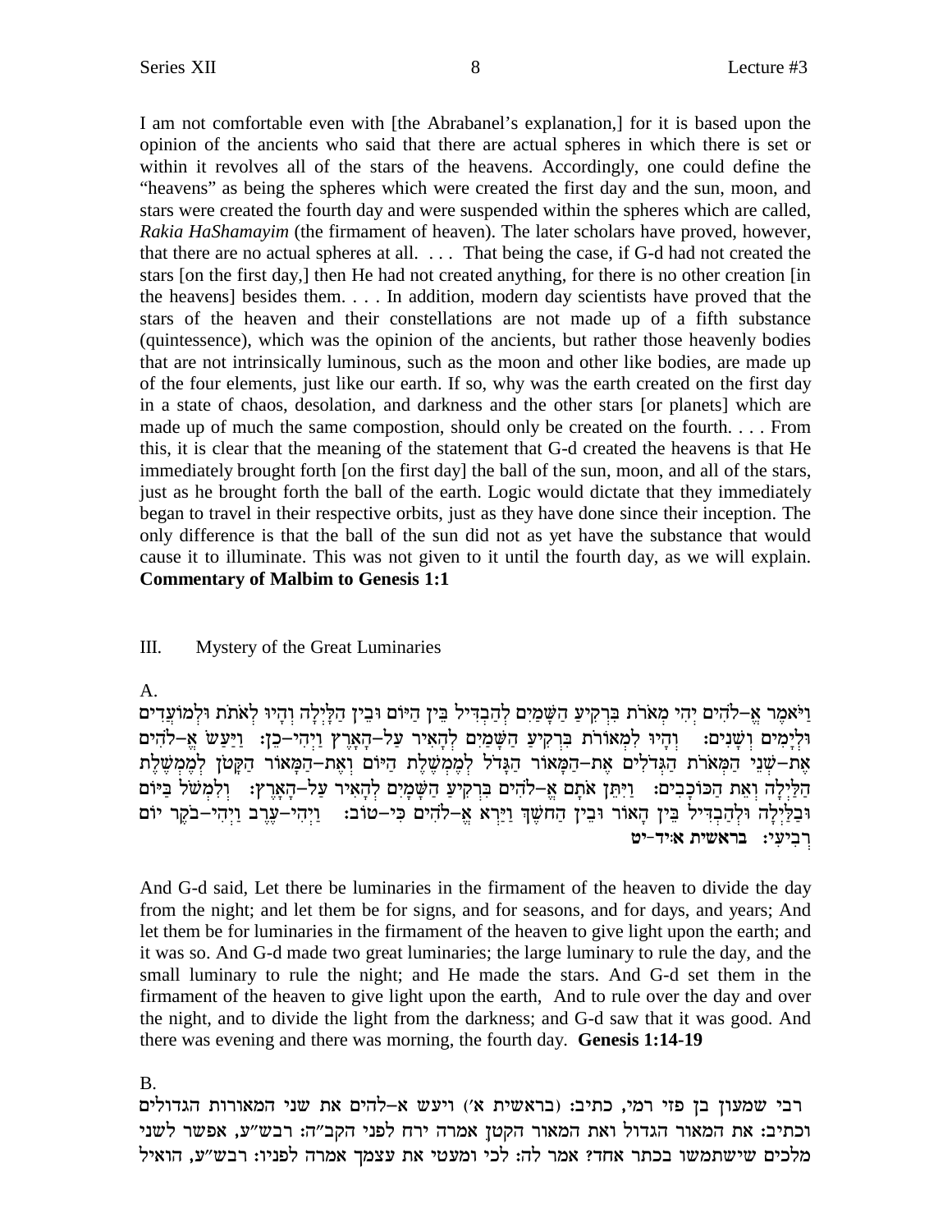I am not comfortable even with [the Abrabanel's explanation,] for it is based upon the opinion of the ancients who said that there are actual spheres in which there is set or within it revolves all of the stars of the heavens. Accordingly, one could define the "heavens" as being the spheres which were created the first day and the sun, moon, and stars were created the fourth day and were suspended within the spheres which are called, *Rakia HaShamayim* (the firmament of heaven). The later scholars have proved, however, that there are no actual spheres at all. . . . That being the case, if G-d had not created the stars [on the first day,] then He had not created anything, for there is no other creation [in the heavens] besides them. . . . In addition, modern day scientists have proved that the stars of the heaven and their constellations are not made up of a fifth substance (quintessence), which was the opinion of the ancients, but rather those heavenly bodies that are not intrinsically luminous, such as the moon and other like bodies, are made up of the four elements, just like our earth. If so, why was the earth created on the first day in a state of chaos, desolation, and darkness and the other stars [or planets] which are made up of much the same compostion, should only be created on the fourth. . . . From this, it is clear that the meaning of the statement that G-d created the heavens is that He immediately brought forth [on the first day] the ball of the sun, moon, and all of the stars, just as he brought forth the ball of the earth. Logic would dictate that they immediately began to travel in their respective orbits, just as they have done since their inception. The only difference is that the ball of the sun did not as yet have the substance that would cause it to illuminate. This was not given to it until the fourth day, as we will explain. **Commentary of Malbim to Genesis 1:1**

## III. Mystery of the Great Luminaries

A.

וַיֹּאמֶר אֱ–לֹהִים יְהִי מְאֹרֹת בִּרְקִיעַ הַשָּׁמַיִם לְהַבְדִּיל בֵּין הַיּוֹם וּבֵין הַלָּיְלָה וְהָיוּ לְאֹתֹת וּלְמוֹעֲדִים וּלְיָמִים וְשָׁנִים: וְהָיוּ לִמְאוֹרֹת בִּרְקִיעַ הַשָּׁמַיִם לְהָאִיר עַל–הָאָרֶץ וַיְהִי–כֵן: וַיַּעַשׂ אֱ–לֹהִים אֶת–שְׁנֵי הַמְּאֹרֹת הַגְּדֹלִים אֶת–הַמָּאוֹר הַגָּדֹל לְמֶמְשֶׁלֶת הַיּוֹם וְאֶת–הַמָּאוֹר הַקָּטֹן לְמֶמְשֶׁלֶת הַלַּיְלָה וְאֵת הַכּוֹכָבִים: וַיִּתֵּן אֹתָם אֱ–לֹהִים בִּרְקִיעַ הַשָּׁמָיִם לְהָאִיר עַל–הָאָרֶץ: וְלִמְשֹׁל בַּיּוֹם וּבַלַּיְלָה וּלְהַבְדִּיל בֵּין הָאוֹר וּבֵין הַחֹשֶׁךְ וַיַּרְא אֱ–לֹהִים כִּי–טוֹב: וַיְהִי–עֶרֶב וַיְהִי–בֹקֶר יוֹם רְבִיעִי: **בראשית א:יד-יט**

And G-d said, Let there be luminaries in the firmament of the heaven to divide the day from the night; and let them be for signs, and for seasons, and for days, and years; And let them be for luminaries in the firmament of the heaven to give light upon the earth; and it was so. And G-d made two great luminaries; the large luminary to rule the day, and the small luminary to rule the night; and He made the stars. And G-d set them in the firmament of the heaven to give light upon the earth, And to rule over the day and over the night, and to divide the light from the darkness; and G-d saw that it was good. And there was evening and there was morning, the fourth day. **Genesis 1:14-19**

B.

רבי שמעון בן פזי רמי, כתיב: (בראשית א׳) ויעש א–להים את שני המאורות הגדולים וכתיב: את המאור הגדול ואת המאור הקטן אמרה ירח לפני הקב״ה: רבש״ע, אפשר לשני מלכים שישתמשו בכתר אחד? אמר לה: לכי ומעטי את עצמך אמרה לפניו: רבש״ע, הואיל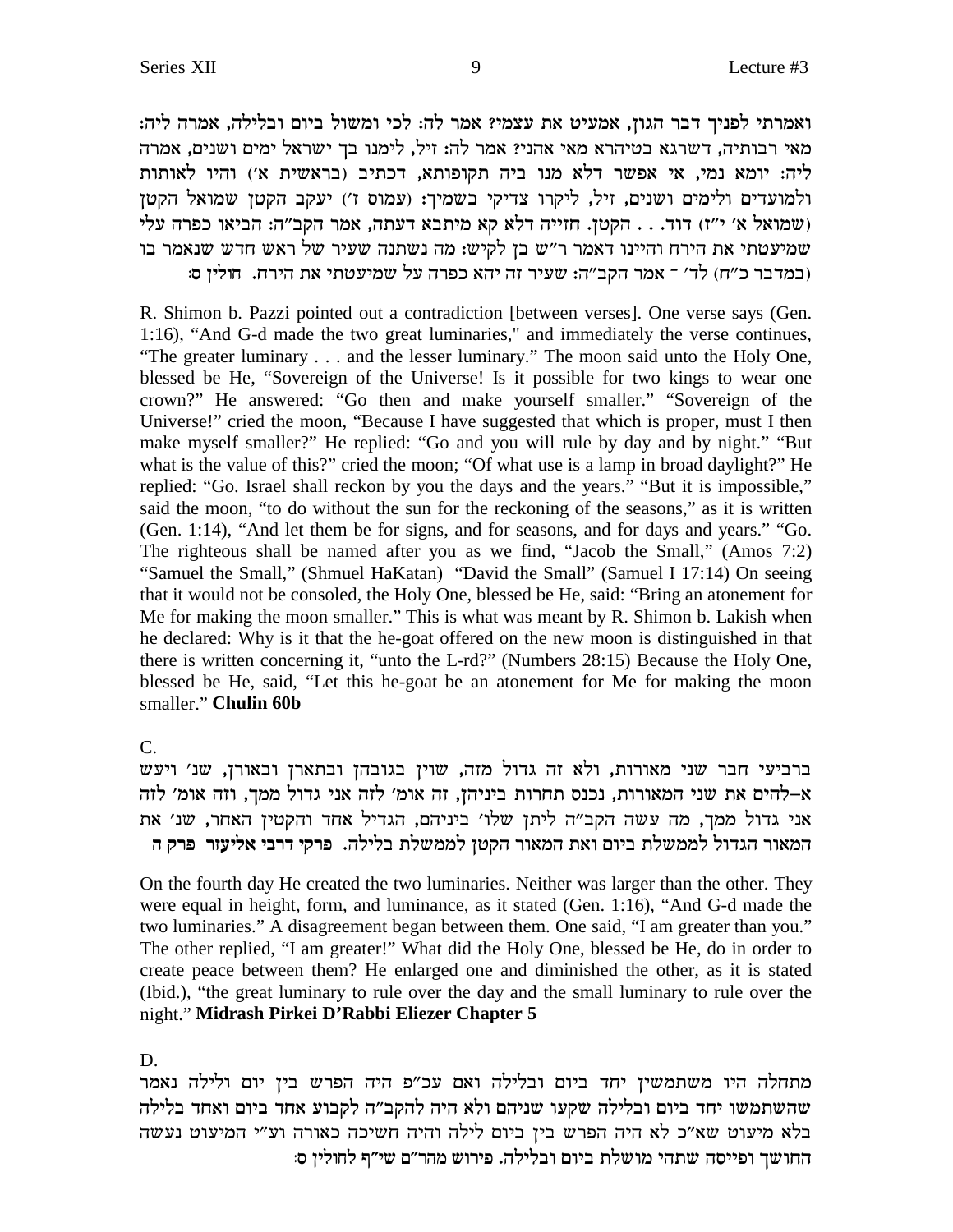ואמרתי לפניך דבר הגון, אמעיט את עצמי? אמר לה: לכי ומשול ביום ובלילה, אמרה ליה: מאי רבותיה, דשרגא בטיהרא מאי אהני? אמר לה: זיל, לימנו בך ישראל ימים ושנים, אמרה ליה: יומא נמי, אי אפשר דלא מנו ביה תקופותא, דכתיב (בראשית א') והיו לאותות ולמועדים ולימים ושנים, זיל, ליקרו צדיקי בשמיך: (עמוס ז') יעקב הקטן שמואל הקטן (שמואל א' י"ז) דוד. . . הקטן. חזייה דלא קא מיתבא דעתה, אמר הקב"ה: הביאו כפרה עלי שמיעטתי את הירח והיינו דאמר ר"ש בן לקיש: מה נשתנה שעיר של ראש חדש שנאמר בו (במדבר כ"ח) לד' - אמר הקב"ה: שעיר זה יהא כפרה על שמיעטתי את הירח. **חולין ס:**

R. Shimon b. Pazzi pointed out a contradiction [between verses]. One verse says (Gen. 1:16), "And G-d made the two great luminaries," and immediately the verse continues, "The greater luminary . . . and the lesser luminary." The moon said unto the Holy One, blessed be He, "Sovereign of the Universe! Is it possible for two kings to wear one crown?" He answered: "Go then and make yourself smaller." "Sovereign of the Universe!" cried the moon, "Because I have suggested that which is proper, must I then make myself smaller?" He replied: "Go and you will rule by day and by night." "But what is the value of this?" cried the moon; "Of what use is a lamp in broad daylight?" He replied: "Go. Israel shall reckon by you the days and the years." "But it is impossible," said the moon, "to do without the sun for the reckoning of the seasons," as it is written (Gen. 1:14), "And let them be for signs, and for seasons, and for days and years." "Go. The righteous shall be named after you as we find, "Jacob the Small," (Amos 7:2) "Samuel the Small," (Shmuel HaKatan) "David the Small" (Samuel I 17:14) On seeing that it would not be consoled, the Holy One, blessed be He, said: "Bring an atonement for Me for making the moon smaller." This is what was meant by R. Shimon b. Lakish when he declared: Why is it that the he-goat offered on the new moon is distinguished in that there is written concerning it, "unto the L-rd?" (Numbers 28:15) Because the Holy One, blessed be He, said, "Let this he-goat be an atonement for Me for making the moon smaller." **Chulin 60b**

C.

ברביעי חבר שני מאורות, ולא זה גדול מזה, שוין בגובהן ובתארן ובאורן, שנ' ויעש א–להים את שני המאורות, נכנס תחרות ביניהן, זה אומ' לזה אני גדול ממך, וזה אומ' לזה אני גדול ממך, מה עשה הקב"ה ליתן שלו' ביניהם, הגדיל אחד והקטין האחר, שנ' את המאור הגדול לממשלת ביום ואת המאור הקטן לממשלת בלילה. **פרקי דרבי אליעזר פרק ה**

On the fourth day He created the two luminaries. Neither was larger than the other. They were equal in height, form, and luminance, as it stated (Gen. 1:16), "And G-d made the two luminaries." A disagreement began between them. One said, "I am greater than you." The other replied, "I am greater!" What did the Holy One, blessed be He, do in order to create peace between them? He enlarged one and diminished the other, as it is stated (Ibid.), "the great luminary to rule over the day and the small luminary to rule over the night." **Midrash Pirkei D'Rabbi Eliezer Chapter 5**

D.

מתחלה היו משתמשין יחד ביום ובלילה ואם עכ"פ היה הפרש בין יום ולילה נאמר שהשתמשו יחד ביום ובלילה שקעו שניהם ולא היה להקב"ה לקבוע אחד ביום ואחד בלילה בלא מיעוט שא"כ לא היה הפרש בין ביום לילה והיה חשיכה כאורה וע"י המיעוט נעשה החושך ופייסה שתהי מושלת ביום ובלילה. **פירוש מהר"ם שי"ף לחולין ס:**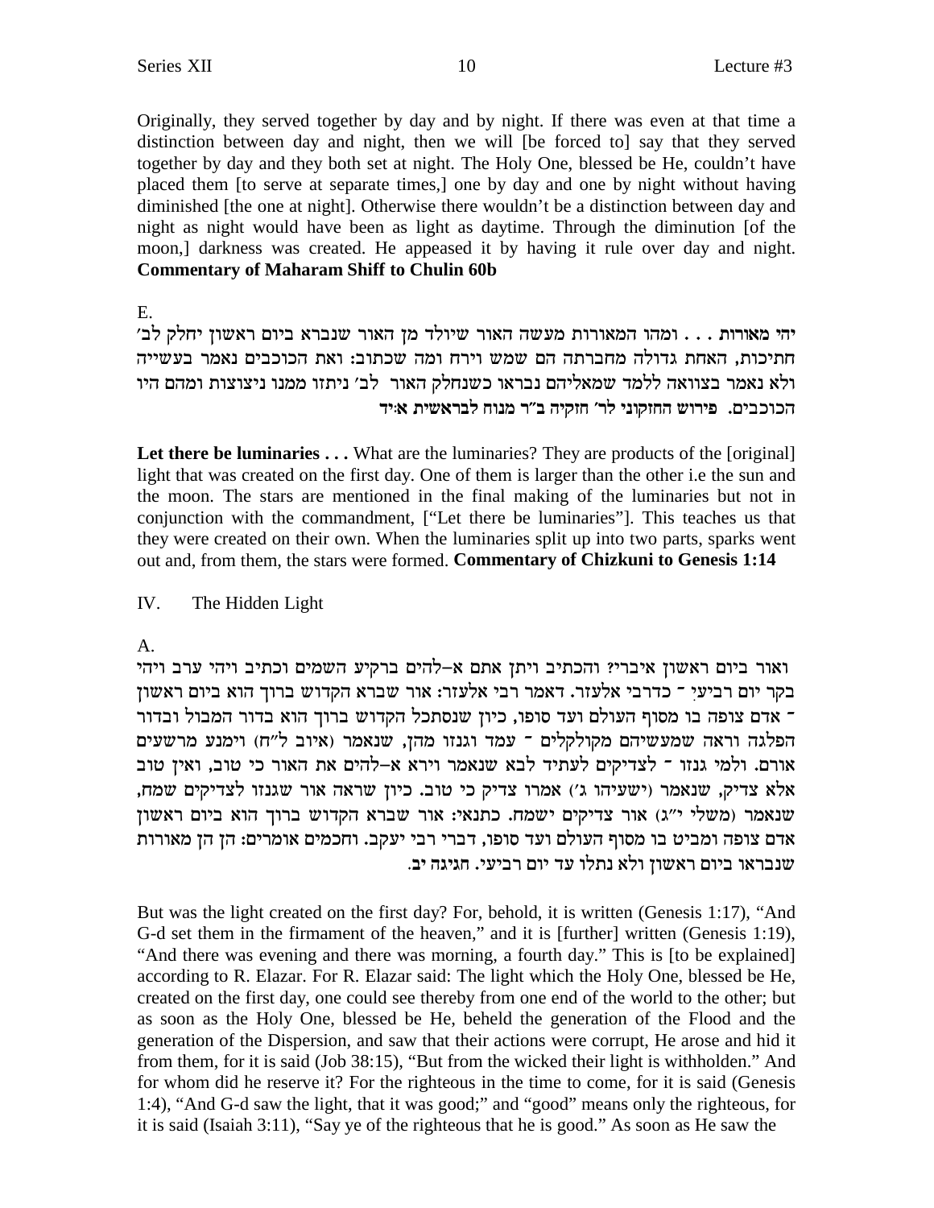Originally, they served together by day and by night. If there was even at that time a distinction between day and night, then we will [be forced to] say that they served together by day and they both set at night. The Holy One, blessed be He, couldn't have placed them [to serve at separate times,] one by day and one by night without having diminished [the one at night]. Otherwise there wouldn't be a distinction between day and night as night would have been as light as daytime. Through the diminution [of the moon,] darkness was created. He appeased it by having it rule over day and night. **Commentary of Maharam Shiff to Chulin 60b**

E.

**יהי מאורות . . .** ומהו המאורות מעשה האור שיולד מן האור שנברא ביום ראשון יחלק לב' חתיכות, האחת גדולה מחברתה הם שמש וירח ומה שכתוב: ואת הכוכבים נאמר בעשייה ולא נאמר בצוואה ללמד שמאליהם נבראו כשנחלק האור לב' ניתזו ממנו ניצוצות ומהם היו הכוכבים. **פירוש החזקוני לר' חזקיה ב"ר מנוח לבראשית א:יד**

**Let there be luminaries . . .** What are the luminaries? They are products of the [original] light that was created on the first day. One of them is larger than the other i.e the sun and the moon. The stars are mentioned in the final making of the luminaries but not in conjunction with the commandment, ["Let there be luminaries"]. This teaches us that they were created on their own. When the luminaries split up into two parts, sparks went out and, from them, the stars were formed. **Commentary of Chizkuni to Genesis 1:14**

IV. The Hidden Light

A.

ואור ביום ראשון איברי? והכתיב ויתן אתם א-להים ברקיע השמים וכתיב ויהי ערב ויהי בקר יום רביעי - כדרבי אלעזר. דאמר רבי אלעזר: אור שברא הקדוש ברוך הוא ביום ראשון - אדם צופה בו מסוף העולם ועד סופו, כיון שנסתכל הקדוש ברוך הוא בדור המבול ובדור הפלגה וראה שמעשיהם מקולקלים - עמד וגנזו מהן, שנאמר (איוב ל"ח) וימנע מרשעים אורם. ולמי גנזו - לצדיקים לעתיד לבא שנאמר וירא א-להים את האור כי טוב, ואין טוב אלא צדיק, שנאמר (ישעיהו ג') אמרו צדיק כי טוב. כיון שראה אור שגנזו לצדיקים שמח, שנאמר (משלי י"ג) אור צדיקים ישמח. כתנאי: אור שברא הקדוש ברוך הוא ביום ראשון אדם צופה ומביט בו מסוף העולם ועד סופו, דברי רבי יעקב. וחכמים אומרים: הן הן מאורות שנבראו ביום ראשון ולא נתלו עד יום רביעי. חגיגה יב.

But was the light created on the first day? For, behold, it is written (Genesis 1:17), "And G-d set them in the firmament of the heaven," and it is [further] written (Genesis 1:19), "And there was evening and there was morning, a fourth day." This is [to be explained] according to R. Elazar. For R. Elazar said: The light which the Holy One, blessed be He, created on the first day, one could see thereby from one end of the world to the other; but as soon as the Holy One, blessed be He, beheld the generation of the Flood and the generation of the Dispersion, and saw that their actions were corrupt, He arose and hid it from them, for it is said (Job 38:15), "But from the wicked their light is withholden." And for whom did he reserve it? For the righteous in the time to come, for it is said (Genesis 1:4), "And G-d saw the light, that it was good;" and "good" means only the righteous, for it is said (Isaiah 3:11), "Say ye of the righteous that he is good." As soon as He saw the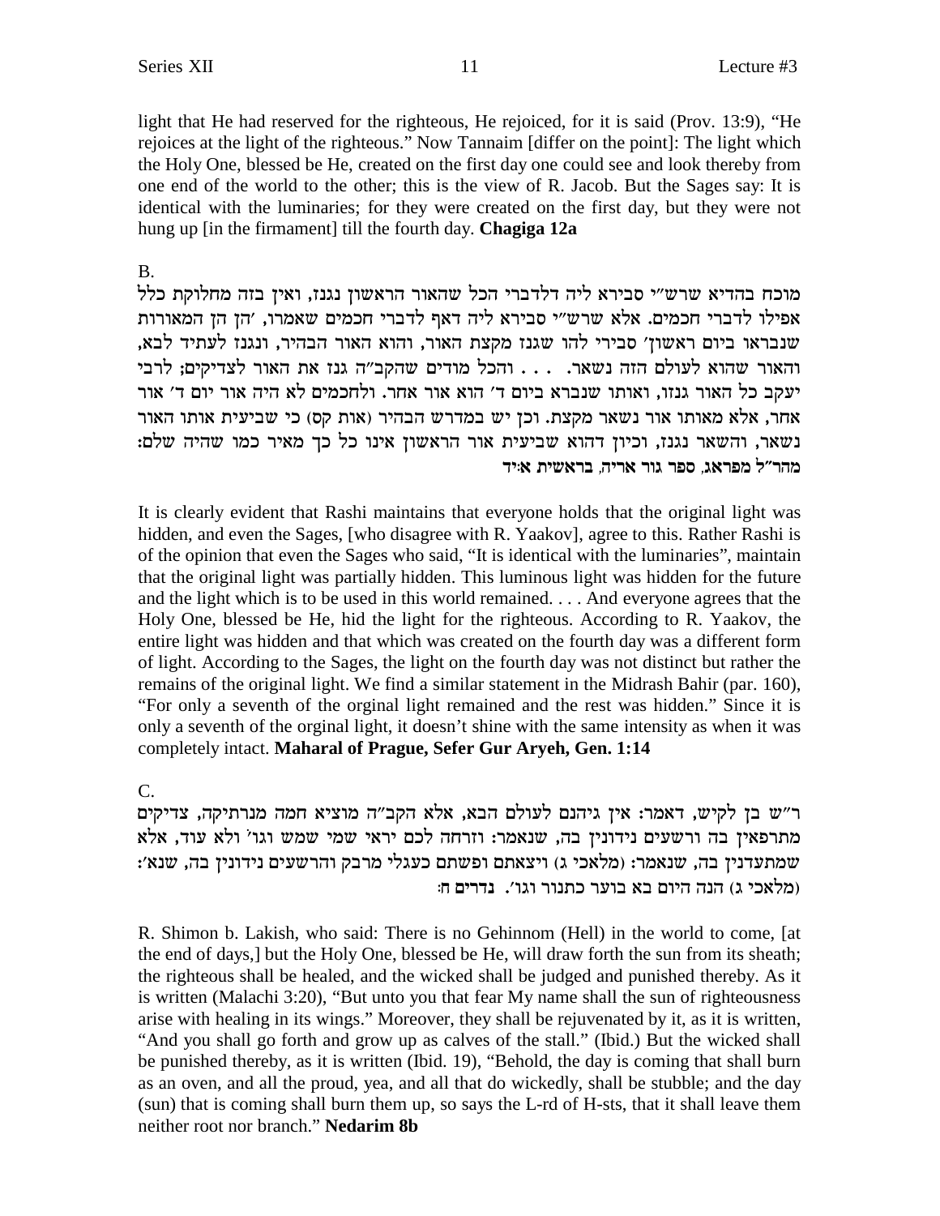light that He had reserved for the righteous, He rejoiced, for it is said (Prov. 13:9), "He rejoices at the light of the righteous." Now Tannaim [differ on the point]: The light which the Holy One, blessed be He, created on the first day one could see and look thereby from one end of the world to the other; this is the view of R. Jacob. But the Sages say: It is identical with the luminaries; for they were created on the first day, but they were not hung up [in the firmament] till the fourth day. **Chagiga 12a**

B.

מוכח בהדיא שרש"י סבירא ליה דלדברי הכל שהאור הראשון נגנז, ואין בזה מחלוקת כלל אפילו לדברי חכמים. אלא שרש"י סבירא ליה דאף לדברי חכמים שאמרו, 'הן הן המאורות שנבראו ביום ראשון' סבירי להו שגנז מקצת האור, והוא האור הבהיר, ונגנז לעתיד לבא, והאור שהוא לעולם הזה נשאר. . . . והכל מודים שהקב"ה גנז את האור לצדיקים; לרבי יעקב כל האור גנזו, ואותו שנברא ביום ד' הוא אור אחר. ולחכמים לא היה אור יום ד' אור אחר, אלא מאותו אור נשאר מקצת. וכן יש במדרש הבהיר (אות קס) כי שביעית אותו האור נשאר, והשאר נגנז, וכיון דהוא שביעית אור הראשון אינו כל כך מאיר כמו שהיה שלם: **מהר"ל מפראג, ספר גור אריה, בראשית א:יד**

It is clearly evident that Rashi maintains that everyone holds that the original light was hidden, and even the Sages, [who disagree with R. Yaakov], agree to this. Rather Rashi is of the opinion that even the Sages who said, "It is identical with the luminaries", maintain that the original light was partially hidden. This luminous light was hidden for the future and the light which is to be used in this world remained. . . . And everyone agrees that the Holy One, blessed be He, hid the light for the righteous. According to R. Yaakov, the entire light was hidden and that which was created on the fourth day was a different form of light. According to the Sages, the light on the fourth day was not distinct but rather the remains of the original light. We find a similar statement in the Midrash Bahir (par. 160), "For only a seventh of the orginal light remained and the rest was hidden." Since it is only a seventh of the orginal light, it doesn't shine with the same intensity as when it was completely intact. **Maharal of Prague, Sefer Gur Aryeh, Gen. 1:14**

C.

ר"ש בן לקיש, דאמר: אין גיהנם לעולם הבא, אלא הקב"ה מוציא חמה מנרתיקה, צדיקים מתרפאין בה ורשעים נידונין בה, שנאמר: וזרחה לכם יראי שמי שמש וגו' ולא עוד, אלא שמתעדנין בה, שנאמר: (מלאכי ג) ויצאתם ופשתם כעגלי מרבק והרשעים נידונין בה, שנא': (מלאכי ג) הנה היום בא בוער כתנור וגו'. **נדרים ח:**

R. Shimon b. Lakish, who said: There is no Gehinnom (Hell) in the world to come, [at the end of days,] but the Holy One, blessed be He, will draw forth the sun from its sheath; the righteous shall be healed, and the wicked shall be judged and punished thereby. As it is written (Malachi 3:20), "But unto you that fear My name shall the sun of righteousness arise with healing in its wings." Moreover, they shall be rejuvenated by it, as it is written, "And you shall go forth and grow up as calves of the stall." (Ibid.) But the wicked shall be punished thereby, as it is written (Ibid. 19), "Behold, the day is coming that shall burn as an oven, and all the proud, yea, and all that do wickedly, shall be stubble; and the day (sun) that is coming shall burn them up, so says the L-rd of H-sts, that it shall leave them neither root nor branch." **Nedarim 8b**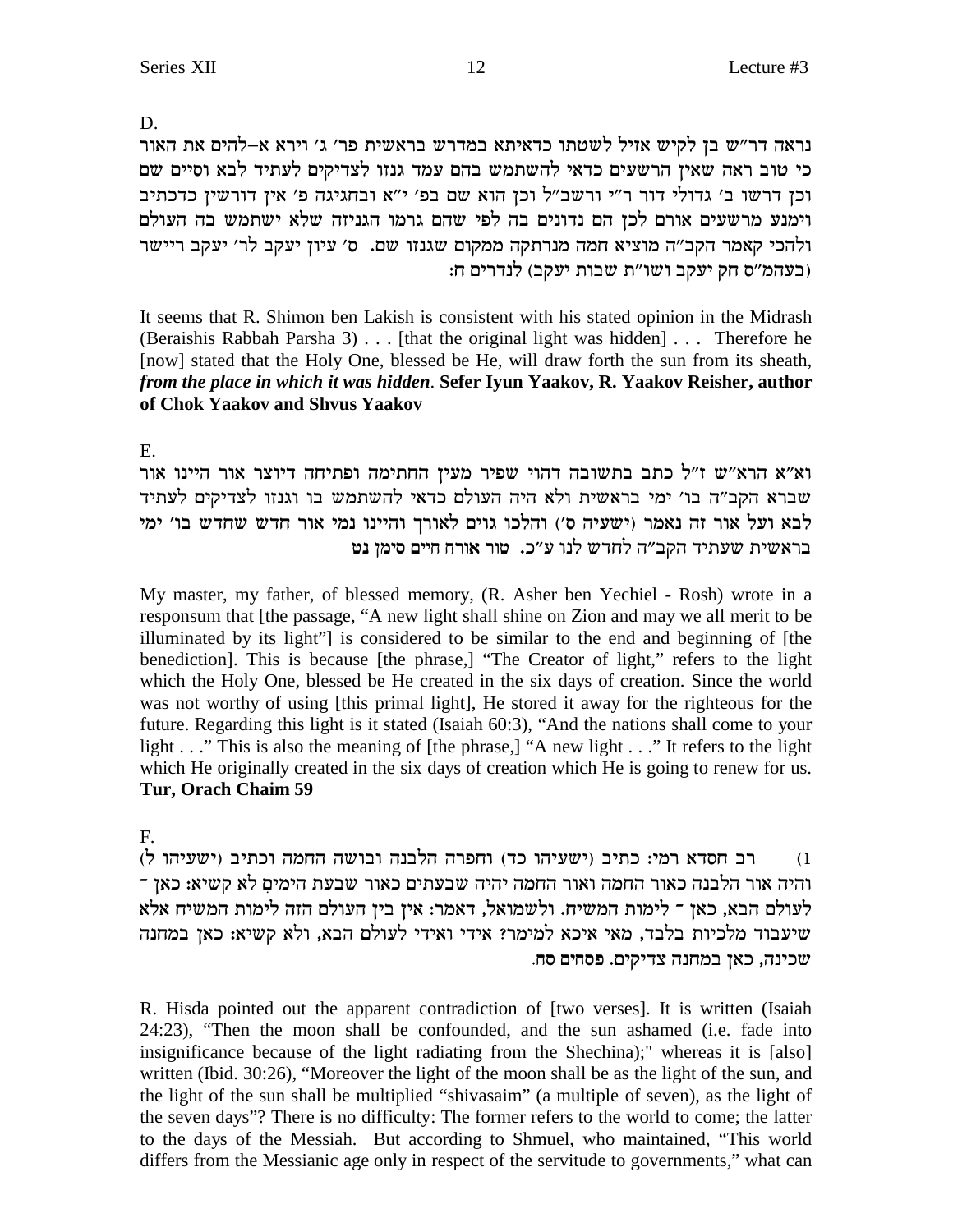D.

נראה דר"ש בן לקיש אזיל לשטתו כדאיתא במדרש בראשית פר' ג' וירא א-להים את האור כי טוב ראה שאין הרשעים כדאי להשתמש בהם עמד גנזו לצדיקים לעתיד לבא וסיים שם וכן דרשו ב' גדולי דור ר"י ורשב"ל וכן הוא שם בפ' י"א ובחגיגה פ' אין דורשין כדכתיב וימנע מרשעים אורם לכן הם נדונים בה לפי שהם גרמו הגניזה שלא ישתמש בה העולם ולהכי קאמר הקב"ה מוציא חמה מנרתקה ממקום שגנזו שם. ס' עיון יעקב לר' יעקב ריישר (בעהמ"ס חק יעקב ושו"ת שבות יעקב) לנדרים ח:

It seems that R. Shimon ben Lakish is consistent with his stated opinion in the Midrash (Beraishis Rabbah Parsha 3) . . . [that the original light was hidden] . . . Therefore he [now] stated that the Holy One, blessed be He, will draw forth the sun from its sheath, ***from the place in which it was hidden***. **Sefer Iyun Yaakov, R. Yaakov Reisher, author of Chok Yaakov and Shvus Yaakov**

E.

וא"א הרא"ש ז"ל כתב בתשובה דהוי שפיר מעין החתימה ופתיחה דיוצר אור היינו אור שברא הקב"ה בו' ימי בראשית ולא היה העולם כדאי להשתמש בו וגנזו לצדיקים לעתיד לבא ועל אור זה נאמר (ישעיה ס') והלכו גוים לאורך והיינו נמי אור חדש שחדש בו' ימי בראשית שעתיד הקב"ה לחדש לנו ע"כ. **טור אורח חיים סימן נט**

My master, my father, of blessed memory, (R. Asher ben Yechiel - Rosh) wrote in a responsum that [the passage, "A new light shall shine on Zion and may we all merit to be illuminated by its light"] is considered to be similar to the end and beginning of [the benediction]. This is because [the phrase,] "The Creator of light," refers to the light which the Holy One, blessed be He created in the six days of creation. Since the world was not worthy of using [this primal light], He stored it away for the righteous for the future. Regarding this light is it stated (Isaiah 60:3), "And the nations shall come to your light . . ." This is also the meaning of [the phrase,] "A new light . . ." It refers to the light which He originally created in the six days of creation which He is going to renew for us. **Tur, Orach Chaim 59**

F.

1) רב חסדא רמי: כתיב (ישעיהו כד) וחפרה הלבנה ובושה החמה וכתיב (ישעיהו ל) והיה אור הלבנה כאור החמה ואור החמה יהיה שבעתים כאור שבעת הימים לא קשיא: כאן - לעולם הבא, כאן - לימות המשיח. ולשמואל, דאמר: אין בין העולם הזה לימות המשיח אלא שיעבוד מלכיות בלבד, מאי איכא למימר? אידי ואידי לעולם הבא, ולא קשיא: כאן במחנה שכינה, כאן במחנה צדיקים. **פסחים סח.**

R. Hisda pointed out the apparent contradiction of [two verses]. It is written (Isaiah 24:23), "Then the moon shall be confounded, and the sun ashamed (i.e. fade into insignificance because of the light radiating from the Shechina);" whereas it is [also] written (Ibid. 30:26), "Moreover the light of the moon shall be as the light of the sun, and the light of the sun shall be multiplied "shivasaim" (a multiple of seven), as the light of the seven days"? There is no difficulty: The former refers to the world to come; the latter to the days of the Messiah. But according to Shmuel, who maintained, "This world differs from the Messianic age only in respect of the servitude to governments," what can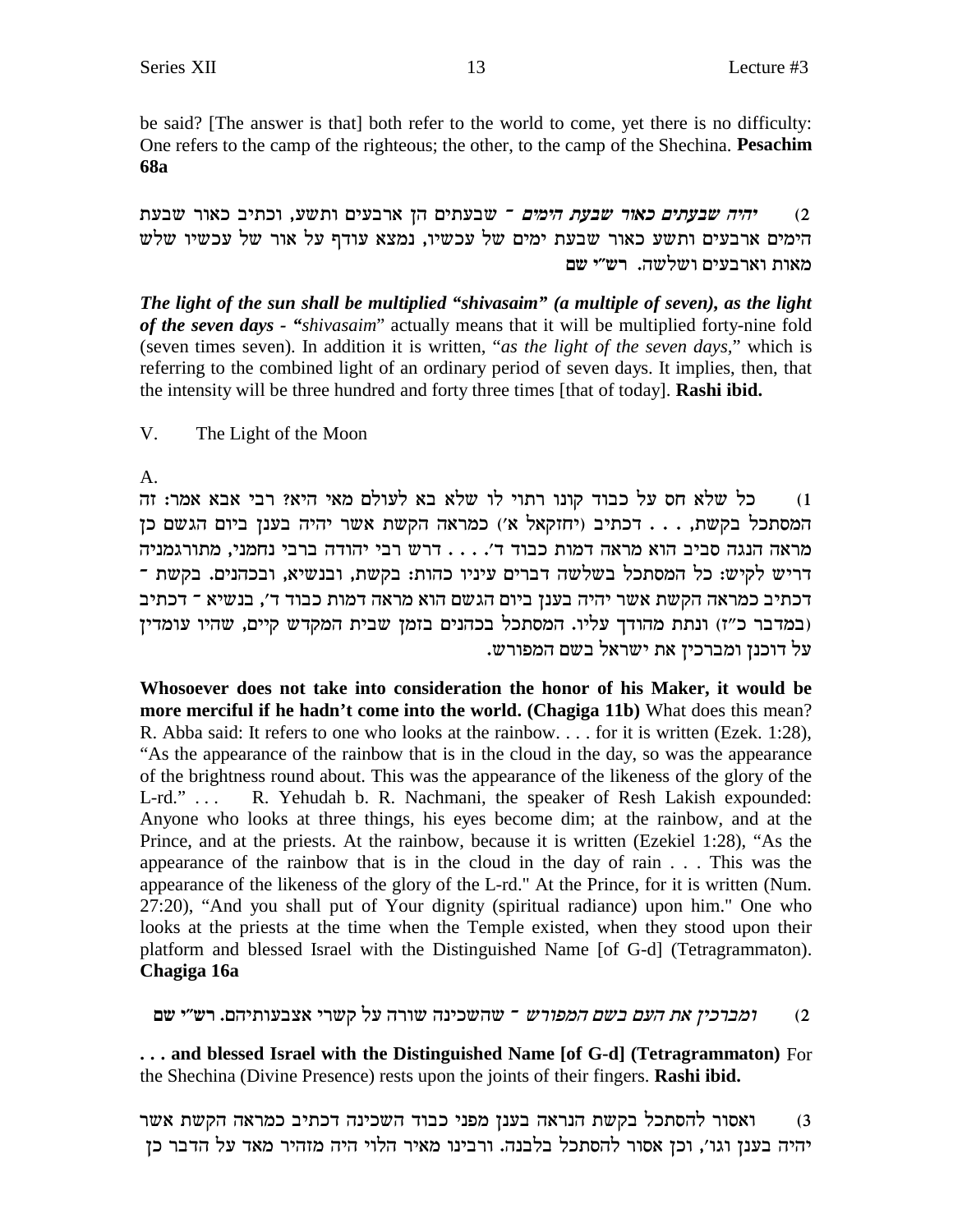be said? [The answer is that] both refer to the world to come, yet there is no difficulty: One refers to the camp of the righteous; the other, to the camp of the Shechina. **Pesachim 68a**

2) *יהיה שבעתים כאור שבעת הימים* ־ שבעתים הן ארבעים ותשע, וכתיב כאור שבעת הימים ארבעים ותשע כאור שבעת ימים של עכשיו, נמצא עודף על אור של עכשיו שלש מאות וארבעים ושלשה. רש"י שם

***The light of the sun shall be multiplied "shivasaim" (a multiple of seven), as the light of the seven days*** - "*shivasaim*" actually means that it will be multiplied forty-nine fold (seven times seven). In addition it is written, "*as the light of the seven days,*" which is referring to the combined light of an ordinary period of seven days. It implies, then, that the intensity will be three hundred and forty three times [that of today]. **Rashi ibid.**

V. The Light of the Moon

A.

1) כל שלא חס על כבוד קונו רתוי לו שלא בא לעולם מאי היא? רבי אבא אמר: זה המסתכל בקשת, . . . דכתיב (יחזקאל א') כמראה הקשת אשר יהיה בענן ביום הגשם כן מראה הנגה סביב הוא מראה דמות כבוד ד'. . . . דרש רבי יהודה ברבי נחמני, מתורגמניה דריש לקיש: כל המסתכל בשלשה דברים עיניו כהות: בקשת, ובנשיא, ובכהנים. בקשת ־ דכתיב כמראה הקשת אשר יהיה בענן ביום הגשם הוא מראה דמות כבוד ד', בנשיא ־ דכתיב (במדבר כ"ז) ונתת מהודך עליו. המסתכל בכהנים בזמן שבית המקדש קיים, שהיו עומדין על דוכנן ומברכין את ישראל בשם המפורש.

**Whosoever does not take into consideration the honor of his Maker, it would be more merciful if he hadn't come into the world. (Chagiga 11b)** What does this mean? R. Abba said: It refers to one who looks at the rainbow. . . . for it is written (Ezek. 1:28), "As the appearance of the rainbow that is in the cloud in the day, so was the appearance of the brightness round about. This was the appearance of the likeness of the glory of the L-rd." . . . R. Yehudah b. R. Nachmani, the speaker of Resh Lakish expounded: Anyone who looks at three things, his eyes become dim; at the rainbow, and at the Prince, and at the priests. At the rainbow, because it is written (Ezekiel 1:28), "As the appearance of the rainbow that is in the cloud in the day of rain . . . This was the appearance of the likeness of the glory of the L-rd." At the Prince, for it is written (Num. 27:20), "And you shall put of Your dignity (spiritual radiance) upon him." One who looks at the priests at the time when the Temple existed, when they stood upon their platform and blessed Israel with the Distinguished Name [of G-d] (Tetragrammaton). **Chagiga 16a**

2) *ומברכין את העם בשם המפורש* ־ שהשכינה שורה על קשרי אצבעותיהם. רש"י שם

**. . . and blessed Israel with the Distinguished Name [of G-d] (Tetragrammaton)** For the Shechina (Divine Presence) rests upon the joints of their fingers. **Rashi ibid.**

3) ואסור להסתכל בקשת הנראה בענן מפני כבוד השכינה דכתיב כמראה הקשת אשר יהיה בענן וגו', וכן אסור להסתכל בלבנה. ורבינו מאיר הלוי היה מזהיר מאד על הדבר כן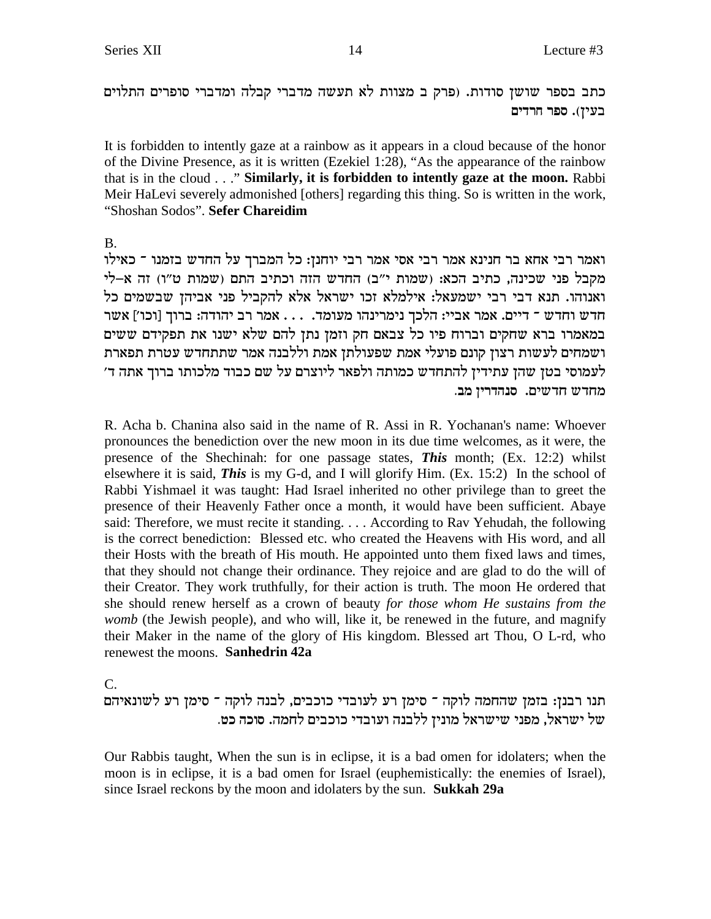כתב בספר שושן סודות. (פרק ב מצוות לא תעשה מדברי קבלה ומדברי סופרים התלוים בעין). **ספר חרדים**

It is forbidden to intently gaze at a rainbow as it appears in a cloud because of the honor of the Divine Presence, as it is written (Ezekiel 1:28), "As the appearance of the rainbow that is in the cloud . . ." **Similarly, it is forbidden to intently gaze at the moon.** Rabbi Meir HaLevi severely admonished [others] regarding this thing. So is written in the work, "Shoshan Sodos". **Sefer Chareidim**

B.

ואמר רבי אחא בר חנינא אמר רבי אסי אמר רבי יוחנן: כל המברך על החדש בזמנו ־ כאילו מקבל פני שכינה, כתיב הכא: (שמות י"ב) החדש הזה וכתיב התם (שמות ט"ו) זה א-לי ואנוהו. תנא דבי רבי ישמעאל: אילמלא זכו ישראל אלא להקביל פני אביהן שבשמים כל חדש וחדש ־ דיים. אמר אביי: הלכך נימרינהו מעומד. . . . אמר רב יהודה: ברוך [וכו'] אשר במאמרו ברא שחקים וברוח פיו כל צבאם חק וזמן נתן להם שלא ישנו את תפקידם ששים ושמחים לעשות רצון קונם פועלי אמת שפעולתן אמת וללבנה אמר שתתחדש עטרת תפארת לעמוסי בטן שהן עתידין להתחדש כמותה ולפאר ליוצרם על שם כבוד מלכותו ברוך אתה ד' מחדש חדשים. **סנהדרין מב.**

R. Acha b. Chanina also said in the name of R. Assi in R. Yochanan's name: Whoever pronounces the benediction over the new moon in its due time welcomes, as it were, the presence of the Shechinah: for one passage states, ***This*** month; (Ex. 12:2) whilst elsewhere it is said, ***This*** is my G-d, and I will glorify Him. (Ex. 15:2) In the school of Rabbi Yishmael it was taught: Had Israel inherited no other privilege than to greet the presence of their Heavenly Father once a month, it would have been sufficient. Abaye said: Therefore, we must recite it standing. . . . According to Rav Yehudah, the following is the correct benediction: Blessed etc. who created the Heavens with His word, and all their Hosts with the breath of His mouth. He appointed unto them fixed laws and times, that they should not change their ordinance. They rejoice and are glad to do the will of their Creator. They work truthfully, for their action is truth. The moon He ordered that she should renew herself as a crown of beauty *for those whom He sustains from the womb* (the Jewish people), and who will, like it, be renewed in the future, and magnify their Maker in the name of the glory of His kingdom. Blessed art Thou, O L-rd, who renewest the moons. **Sanhedrin 42a**

C.

תנו רבנן: בזמן שהחמה לוקה ־ סימן רע לעובדי כוכבים, לבנה לוקה ־ סימן רע לשונאיהם של ישראל, מפני שישראל מונין ללבנה ועובדי כוכבים לחמה. **סוכה כט.**

Our Rabbis taught, When the sun is in eclipse, it is a bad omen for idolaters; when the moon is in eclipse, it is a bad omen for Israel (euphemistically: the enemies of Israel), since Israel reckons by the moon and idolaters by the sun. **Sukkah 29a**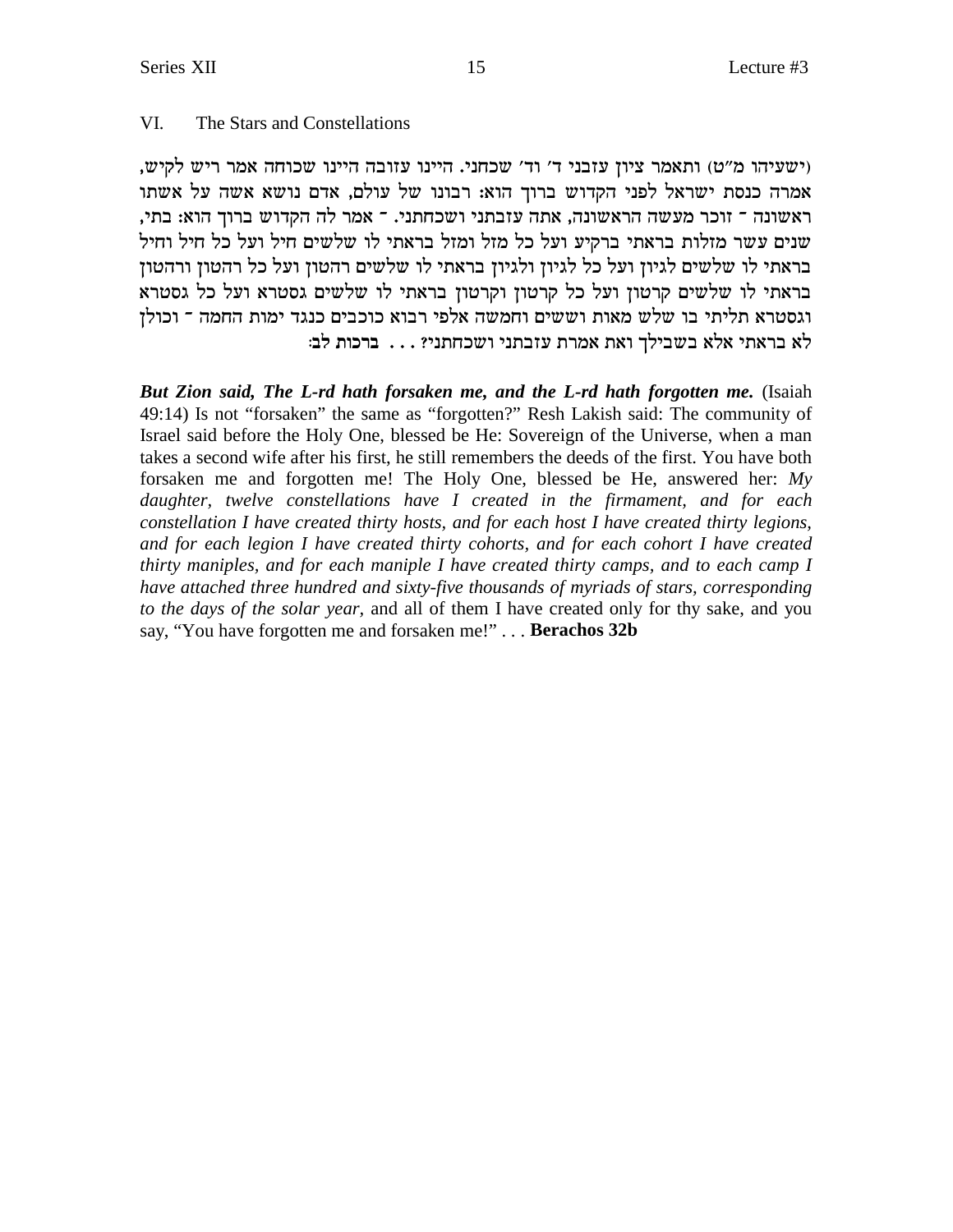## VI. The Stars and Constellations

(ישעיהו מ"ט) ותאמר ציון עזבני ד' וד' שכחני. היינו עזובה היינו שכוחה אמר ריש לקיש, אמרה כנסת ישראל לפני הקדוש ברוך הוא: רבונו של עולם, אדם נושא אשה על אשתו ראשונה ־ זוכר מעשה הראשונה, אתה עזבתני ושכחתני. ־ אמר לה הקדוש ברוך הוא: בתי, שנים עשר מזלות בראתי ברקיע ועל כל מזל ומזל בראתי לו שלשים חיל ועל כל חיל וחיל בראתי לו שלשים לגיון ועל כל לגיון ולגיון בראתי לו שלשים רהטון ועל כל רהטון ורהטון בראתי לו שלשים קרטון ועל כל קרטון וקרטון בראתי לו שלשים גסטרא ועל כל גסטרא וגסטרא תליתי בו שלש מאות וששים וחמשה אלפי רבוא כוכבים כנגד ימות החמה ־ וכולן לא בראתי אלא בשבילך ואת אמרת עזבתני ושכחתני? . . . **ברכות לב:**

***But Zion said, The L-rd hath forsaken me, and the L-rd hath forgotten me.*** (Isaiah 49:14) Is not "forsaken" the same as "forgotten?" Resh Lakish said: The community of Israel said before the Holy One, blessed be He: Sovereign of the Universe, when a man takes a second wife after his first, he still remembers the deeds of the first. You have both forsaken me and forgotten me! The Holy One, blessed be He, answered her: *My daughter, twelve constellations have I created in the firmament, and for each constellation I have created thirty hosts, and for each host I have created thirty legions, and for each legion I have created thirty cohorts, and for each cohort I have created thirty maniples, and for each maniple I have created thirty camps, and to each camp I have attached three hundred and sixty-five thousands of myriads of stars, corresponding to the days of the solar year,* and all of them I have created only for thy sake, and you say, "You have forgotten me and forsaken me!" . . . **Berachos 32b**